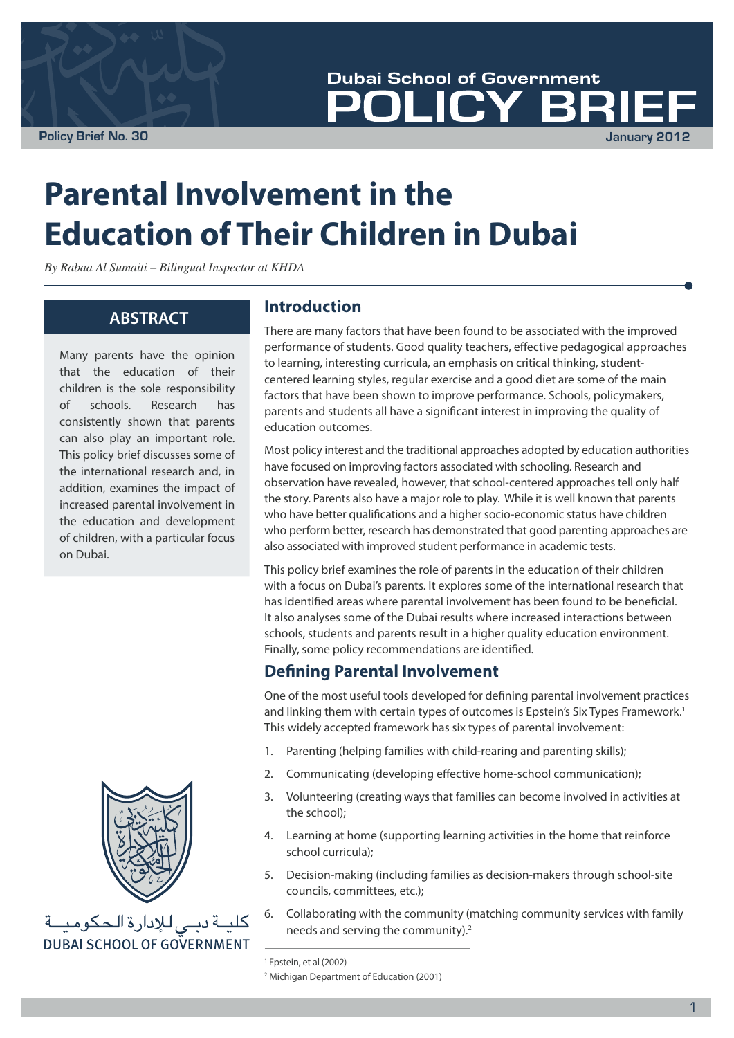Dubai School of Government

POLICY BRIEF

Policy Brief No. 30

January 2012

# Parental Involvement in the Education of Their Children in Dubai

*By Rabaa Al Sumaiti – Bilingual Inspector at KHDA*

## ABSTRACT

Many parents have the opinion that the education of their children is the sole responsibility of schools. Research has consistently shown that parents can also play an important role. This policy brief discusses some of the international research and, in addition, examines the impact of increased parental involvement in the education and development of children, with a particular focus on Dubai.

## Introduction

There are many factors that have been found to be associated with the improved performance of students. Good quality teachers, effective pedagogical approaches to learning, interesting curricula, an emphasis on critical thinking, student-centered learning styles, regular exercise and a good diet are some of the main factors that have been shown to improve performance. Schools, policymakers, parents and students all have a significant interest in improving the quality of education outcomes.

Most policy interest and the traditional approaches adopted by education authorities have focused on improving factors associated with schooling. Research and observation have revealed, however, that school-centered approaches tell only half the story. Parents also have a major role to play. While it is well known that parents who have better qualifications and a higher socio-economic status have children who perform better, research has demonstrated that good parenting approaches are also associated with improved student performance in academic tests.

This policy brief examines the role of parents in the education of their children with a focus on Dubai's parents. It explores some of the international research that has identified areas where parental involvement has been found to be beneficial. It also analyses some of the Dubai results where increased interactions between schools, students and parents result in a higher quality education environment. Finally, some policy recommendations are identified.

## Defining Parental Involvement

One of the most useful tools developed for defining parental involvement practices and linking them with certain types of outcomes is Epstein's Six Types Framework.[1] This widely accepted framework has six types of parental involvement:

1. Parenting (helping families with child-rearing and parenting skills);
2. Communicating (developing effective home-school communication);
3. Volunteering (creating ways that families can become involved in activities at the school);
4. Learning at home (supporting learning activities in the home that reinforce school curricula);
5. Decision-making (including families as decision-makers through school-site councils, committees, etc.);
6. Collaborating with the community (matching community services with family needs and serving the community).[2]

كليـة دبـي للإدارة الحـكوميـة
DUBAI SCHOOL OF GOVERNMENT

[1] Epstein, et al (2002)

[2] Michigan Department of Education (2001)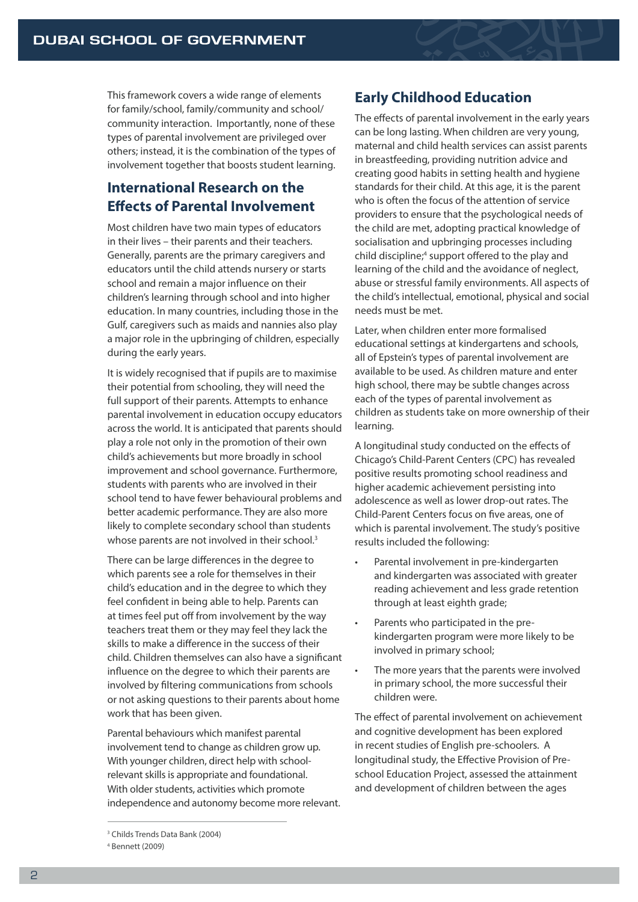This framework covers a wide range of elements for family/school, family/community and school/community interaction. Importantly, none of these types of parental involvement are privileged over others; instead, it is the combination of the types of involvement together that boosts student learning.

## International Research on the Effects of Parental Involvement

Most children have two main types of educators in their lives – their parents and their teachers. Generally, parents are the primary caregivers and educators until the child attends nursery or starts school and remain a major influence on their children's learning through school and into higher education. In many countries, including those in the Gulf, caregivers such as maids and nannies also play a major role in the upbringing of children, especially during the early years.

It is widely recognised that if pupils are to maximise their potential from schooling, they will need the full support of their parents. Attempts to enhance parental involvement in education occupy educators across the world. It is anticipated that parents should play a role not only in the promotion of their own child's achievements but more broadly in school improvement and school governance. Furthermore, students with parents who are involved in their school tend to have fewer behavioural problems and better academic performance. They are also more likely to complete secondary school than students whose parents are not involved in their school.[3]

There can be large differences in the degree to which parents see a role for themselves in their child's education and in the degree to which they feel confident in being able to help. Parents can at times feel put off from involvement by the way teachers treat them or they may feel they lack the skills to make a difference in the success of their child. Children themselves can also have a significant influence on the degree to which their parents are involved by filtering communications from schools or not asking questions to their parents about home work that has been given.

Parental behaviours which manifest parental involvement tend to change as children grow up. With younger children, direct help with school-relevant skills is appropriate and foundational. With older students, activities which promote independence and autonomy become more relevant.

## Early Childhood Education

The effects of parental involvement in the early years can be long lasting. When children are very young, maternal and child health services can assist parents in breastfeeding, providing nutrition advice and creating good habits in setting health and hygiene standards for their child. At this age, it is the parent who is often the focus of the attention of service providers to ensure that the psychological needs of the child are met, adopting practical knowledge of socialisation and upbringing processes including child discipline;[4] support offered to the play and learning of the child and the avoidance of neglect, abuse or stressful family environments. All aspects of the child's intellectual, emotional, physical and social needs must be met.

Later, when children enter more formalised educational settings at kindergartens and schools, all of Epstein's types of parental involvement are available to be used. As children mature and enter high school, there may be subtle changes across each of the types of parental involvement as children as students take on more ownership of their learning.

A longitudinal study conducted on the effects of Chicago's Child-Parent Centers (CPC) has revealed positive results promoting school readiness and higher academic achievement persisting into adolescence as well as lower drop-out rates. The Child-Parent Centers focus on five areas, one of which is parental involvement. The study's positive results included the following:

- Parental involvement in pre-kindergarten and kindergarten was associated with greater reading achievement and less grade retention through at least eighth grade;
- Parents who participated in the pre-kindergarten program were more likely to be involved in primary school;
- The more years that the parents were involved in primary school, the more successful their children were.

The effect of parental involvement on achievement and cognitive development has been explored in recent studies of English pre-schoolers. A longitudinal study, the Effective Provision of Pre-school Education Project, assessed the attainment and development of children between the ages

---

[3] Childs Trends Data Bank (2004)

[4] Bennett (2009)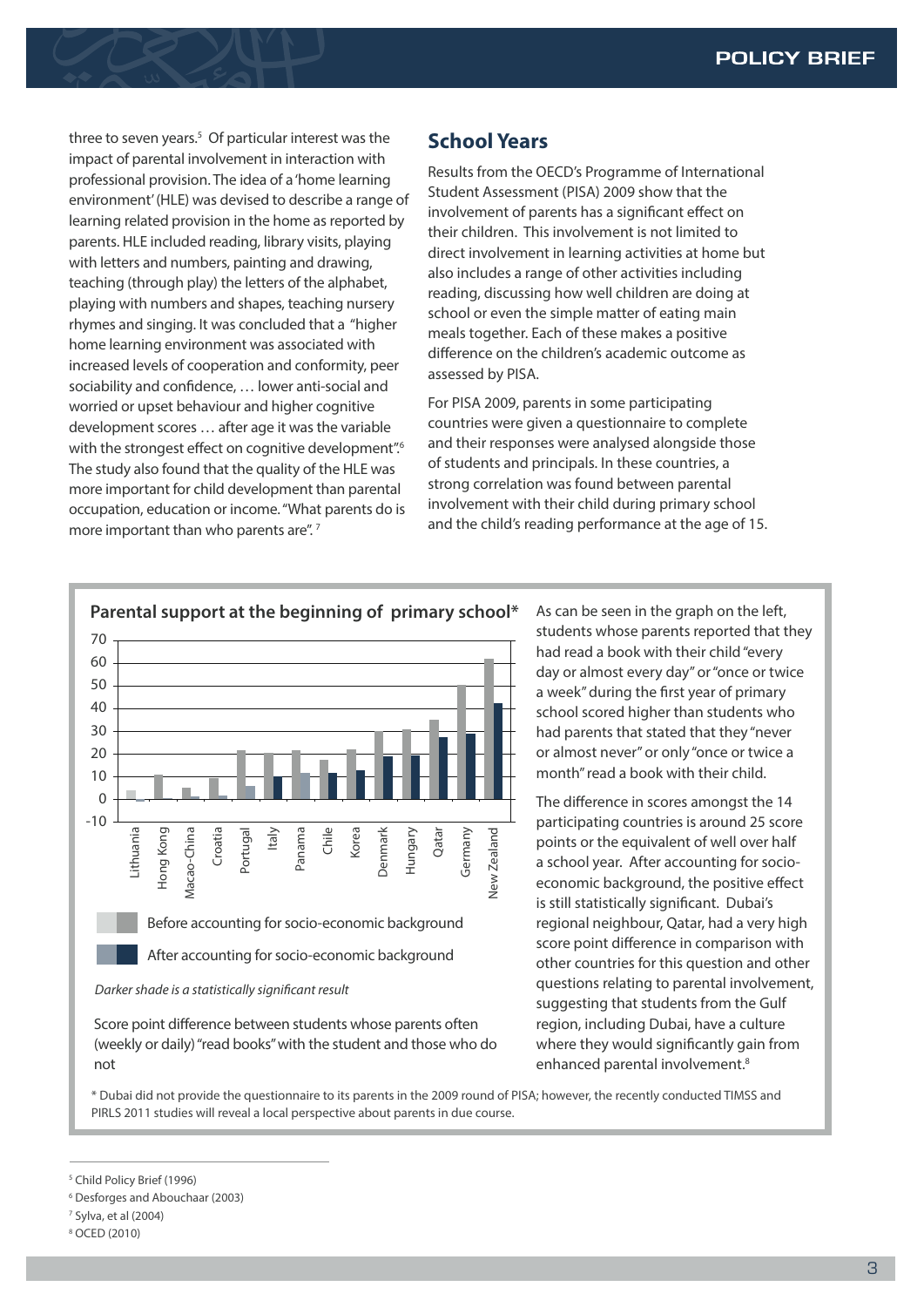three to seven years.[5] Of particular interest was the impact of parental involvement in interaction with professional provision. The idea of a 'home learning environment' (HLE) was devised to describe a range of learning related provision in the home as reported by parents. HLE included reading, library visits, playing with letters and numbers, painting and drawing, teaching (through play) the letters of the alphabet, playing with numbers and shapes, teaching nursery rhymes and singing. It was concluded that a "higher home learning environment was associated with increased levels of cooperation and conformity, peer sociability and confidence, … lower anti-social and worried or upset behaviour and higher cognitive development scores … after age it was the variable with the strongest effect on cognitive development".[6] The study also found that the quality of the HLE was more important for child development than parental occupation, education or income. "What parents do is more important than who parents are".[7]

## School Years

Results from the OECD's Programme of International Student Assessment (PISA) 2009 show that the involvement of parents has a significant effect on their children. This involvement is not limited to direct involvement in learning activities at home but also includes a range of other activities including reading, discussing how well children are doing at school or even the simple matter of eating main meals together. Each of these makes a positive difference on the children's academic outcome as assessed by PISA.

For PISA 2009, parents in some participating countries were given a questionnaire to complete and their responses were analysed alongside those of students and principals. In these countries, a strong correlation was found between parental involvement with their child during primary school and the child's reading performance at the age of 15.

**Parental support at the beginning of primary school***

| Country | Before accounting for socio-economic background | After accounting for socio-economic background |
|---|---|---|
| Lithuania | 4 | -1 |
| Hong Kong | 11 | 0 |
| Macao-China | 5 | 1 |
| Croatia | 9 | 1 |
| Portugal | 21 | 6 |
| Italy | 20 | 10 |
| Panama | 21 | 11 |
| Chile | 17 | 11 |
| Korea | 22 | 13 |
| Denmark | 30 | 19 |
| Hungary | 31 | 19 |
| Qatar | 35 | 27 |
| Germany | 50 | 29 |
| New Zealand | 62 | 42 |

*Darker shade is a statistically significant result*

Score point difference between students whose parents often (weekly or daily) "read books" with the student and those who do not

As can be seen in the graph on the left, students whose parents reported that they had read a book with their child "every day or almost every day" or "once or twice a week" during the first year of primary school scored higher than students who had parents that stated that they "never or almost never" or only "once or twice a month" read a book with their child.

The difference in scores amongst the 14 participating countries is around 25 score points or the equivalent of well over half a school year. After accounting for socio-economic background, the positive effect is still statistically significant. Dubai's regional neighbour, Qatar, had a very high score point difference in comparison with other countries for this question and other questions relating to parental involvement, suggesting that students from the Gulf region, including Dubai, have a culture where they would significantly gain from enhanced parental involvement.[8]

\* Dubai did not provide the questionnaire to its parents in the 2009 round of PISA; however, the recently conducted TIMSS and PIRLS 2011 studies will reveal a local perspective about parents in due course.

---

[5] Child Policy Brief (1996)

[6] Desforges and Abouchaar (2003)

[7] Sylva, et al (2004)

[8] OCED (2010)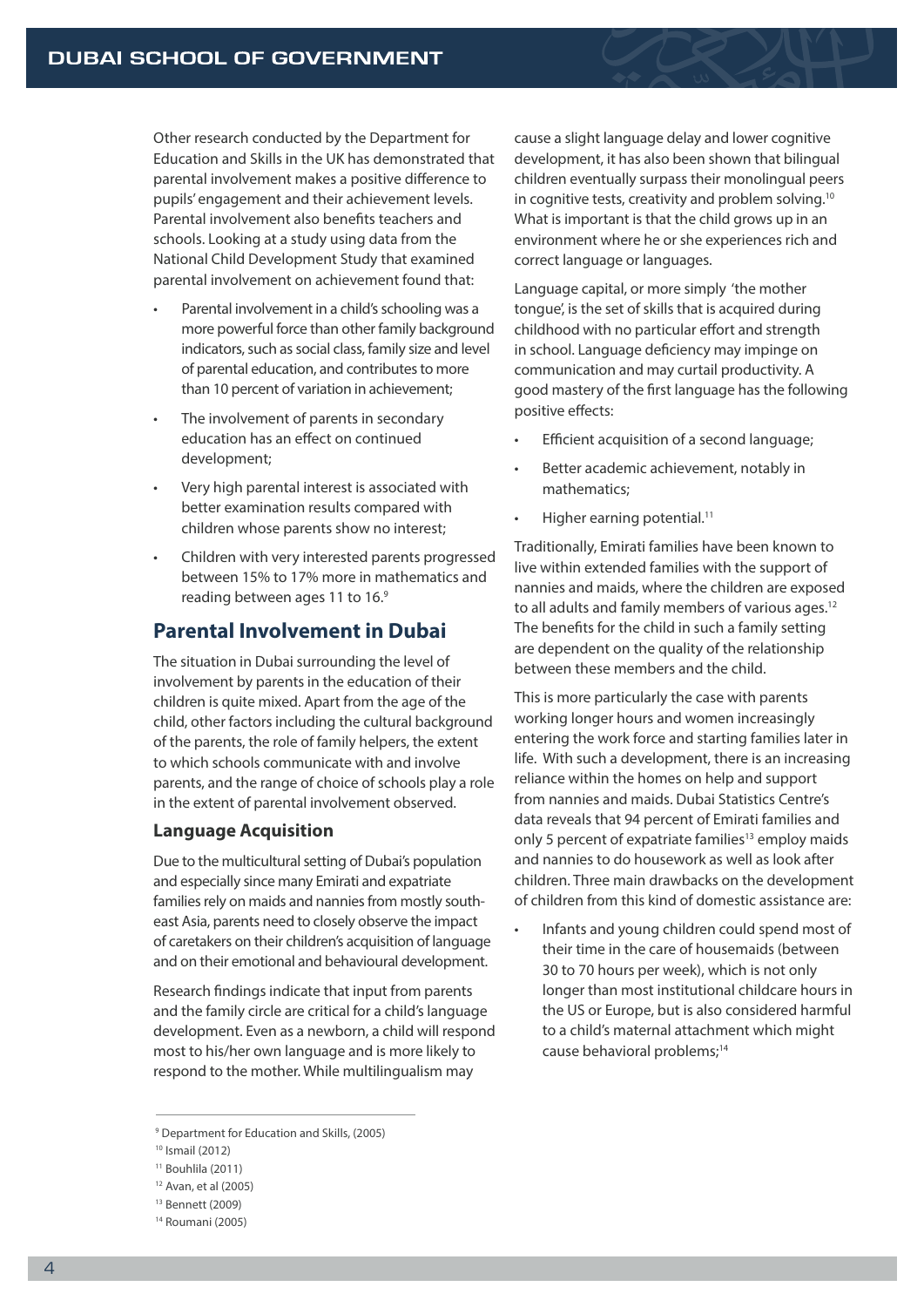Other research conducted by the Department for Education and Skills in the UK has demonstrated that parental involvement makes a positive difference to pupils' engagement and their achievement levels. Parental involvement also benefits teachers and schools. Looking at a study using data from the National Child Development Study that examined parental involvement on achievement found that:

- Parental involvement in a child's schooling was a more powerful force than other family background indicators, such as social class, family size and level of parental education, and contributes to more than 10 percent of variation in achievement;
- The involvement of parents in secondary education has an effect on continued development;
- Very high parental interest is associated with better examination results compared with children whose parents show no interest;
- Children with very interested parents progressed between 15% to 17% more in mathematics and reading between ages 11 to 16.[9]

## Parental Involvement in Dubai

The situation in Dubai surrounding the level of involvement by parents in the education of their children is quite mixed. Apart from the age of the child, other factors including the cultural background of the parents, the role of family helpers, the extent to which schools communicate with and involve parents, and the range of choice of schools play a role in the extent of parental involvement observed.

### Language Acquisition

Due to the multicultural setting of Dubai's population and especially since many Emirati and expatriate families rely on maids and nannies from mostly south-east Asia, parents need to closely observe the impact of caretakers on their children's acquisition of language and on their emotional and behavioural development.

Research findings indicate that input from parents and the family circle are critical for a child's language development. Even as a newborn, a child will respond most to his/her own language and is more likely to respond to the mother. While multilingualism may cause a slight language delay and lower cognitive development, it has also been shown that bilingual children eventually surpass their monolingual peers in cognitive tests, creativity and problem solving.[10] What is important is that the child grows up in an environment where he or she experiences rich and correct language or languages.

Language capital, or more simply 'the mother tongue', is the set of skills that is acquired during childhood with no particular effort and strength in school. Language deficiency may impinge on communication and may curtail productivity. A good mastery of the first language has the following positive effects:

- Efficient acquisition of a second language;
- Better academic achievement, notably in mathematics;
- Higher earning potential.[11]

Traditionally, Emirati families have been known to live within extended families with the support of nannies and maids, where the children are exposed to all adults and family members of various ages.[12] The benefits for the child in such a family setting are dependent on the quality of the relationship between these members and the child.

This is more particularly the case with parents working longer hours and women increasingly entering the work force and starting families later in life. With such a development, there is an increasing reliance within the homes on help and support from nannies and maids. Dubai Statistics Centre's data reveals that 94 percent of Emirati families and only 5 percent of expatriate families[13] employ maids and nannies to do housework as well as look after children. Three main drawbacks on the development of children from this kind of domestic assistance are:

- Infants and young children could spend most of their time in the care of housemaids (between 30 to 70 hours per week), which is not only longer than most institutional childcare hours in the US or Europe, but is also considered harmful to a child's maternal attachment which might cause behavioral problems;[14]

---

[9] Department for Education and Skills, (2005)

[10] Ismail (2012)

[11] Bouhlila (2011)

[12] Avan, et al (2005)

[13] Bennett (2009)

[14] Roumani (2005)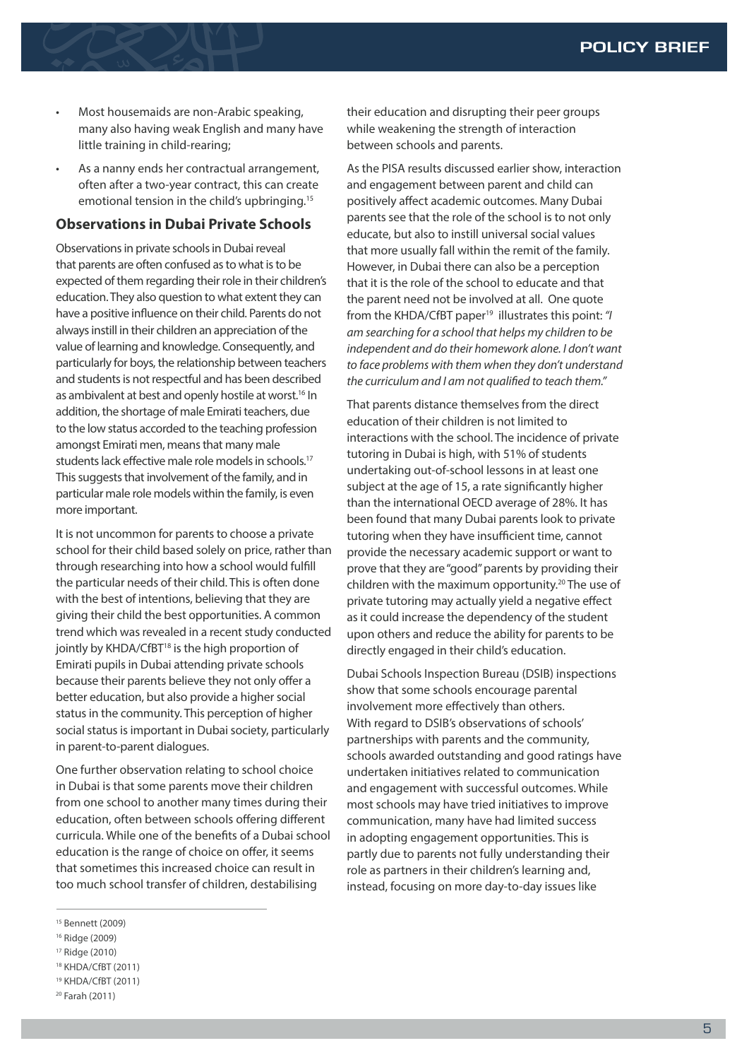- Most housemaids are non-Arabic speaking, many also having weak English and many have little training in child-rearing;
- As a nanny ends her contractual arrangement, often after a two-year contract, this can create emotional tension in the child's upbringing.[15]

### Observations in Dubai Private Schools

Observations in private schools in Dubai reveal that parents are often confused as to what is to be expected of them regarding their role in their children's education. They also question to what extent they can have a positive influence on their child. Parents do not always instill in their children an appreciation of the value of learning and knowledge. Consequently, and particularly for boys, the relationship between teachers and students is not respectful and has been described as ambivalent at best and openly hostile at worst.[16] In addition, the shortage of male Emirati teachers, due to the low status accorded to the teaching profession amongst Emirati men, means that many male students lack effective male role models in schools.[17] This suggests that involvement of the family, and in particular male role models within the family, is even more important.

It is not uncommon for parents to choose a private school for their child based solely on price, rather than through researching into how a school would fulfill the particular needs of their child. This is often done with the best of intentions, believing that they are giving their child the best opportunities. A common trend which was revealed in a recent study conducted jointly by KHDA/CfBT[18] is the high proportion of Emirati pupils in Dubai attending private schools because their parents believe they not only offer a better education, but also provide a higher social status in the community. This perception of higher social status is important in Dubai society, particularly in parent-to-parent dialogues.

One further observation relating to school choice in Dubai is that some parents move their children from one school to another many times during their education, often between schools offering different curricula. While one of the benefits of a Dubai school education is the range of choice on offer, it seems that sometimes this increased choice can result in too much school transfer of children, destabilising their education and disrupting their peer groups while weakening the strength of interaction between schools and parents.

As the PISA results discussed earlier show, interaction and engagement between parent and child can positively affect academic outcomes. Many Dubai parents see that the role of the school is to not only educate, but also to instill universal social values that more usually fall within the remit of the family. However, in Dubai there can also be a perception that it is the role of the school to educate and that the parent need not be involved at all. One quote from the KHDA/CfBT paper[19] illustrates this point: *"I am searching for a school that helps my children to be independent and do their homework alone. I don't want to face problems with them when they don't understand the curriculum and I am not qualified to teach them."*

That parents distance themselves from the direct education of their children is not limited to interactions with the school. The incidence of private tutoring in Dubai is high, with 51% of students undertaking out-of-school lessons in at least one subject at the age of 15, a rate significantly higher than the international OECD average of 28%. It has been found that many Dubai parents look to private tutoring when they have insufficient time, cannot provide the necessary academic support or want to prove that they are "good" parents by providing their children with the maximum opportunity.[20] The use of private tutoring may actually yield a negative effect as it could increase the dependency of the student upon others and reduce the ability for parents to be directly engaged in their child's education.

Dubai Schools Inspection Bureau (DSIB) inspections show that some schools encourage parental involvement more effectively than others. With regard to DSIB's observations of schools' partnerships with parents and the community, schools awarded outstanding and good ratings have undertaken initiatives related to communication and engagement with successful outcomes. While most schools may have tried initiatives to improve communication, many have had limited success in adopting engagement opportunities. This is partly due to parents not fully understanding their role as partners in their children's learning and, instead, focusing on more day-to-day issues like

---

[15] Bennett (2009)
[16] Ridge (2009)
[17] Ridge (2010)
[18] KHDA/CfBT (2011)
[19] KHDA/CfBT (2011)
[20] Farah (2011)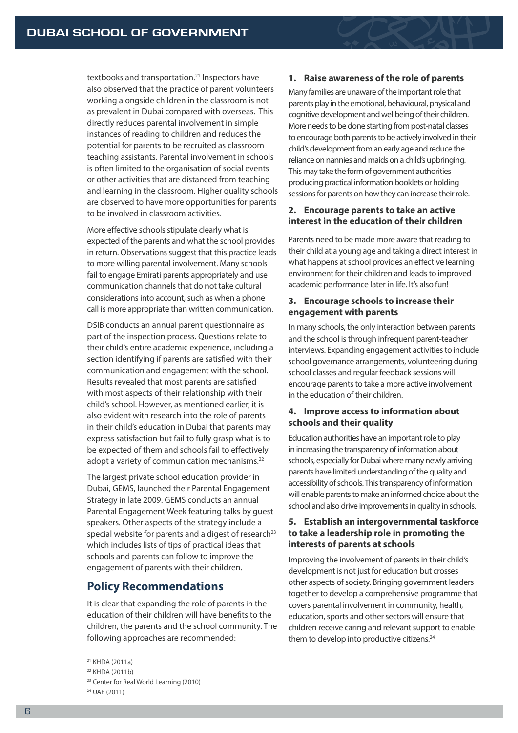textbooks and transportation.[21] Inspectors have also observed that the practice of parent volunteers working alongside children in the classroom is not as prevalent in Dubai compared with overseas. This directly reduces parental involvement in simple instances of reading to children and reduces the potential for parents to be recruited as classroom teaching assistants. Parental involvement in schools is often limited to the organisation of social events or other activities that are distanced from teaching and learning in the classroom. Higher quality schools are observed to have more opportunities for parents to be involved in classroom activities.

More effective schools stipulate clearly what is expected of the parents and what the school provides in return. Observations suggest that this practice leads to more willing parental involvement. Many schools fail to engage Emirati parents appropriately and use communication channels that do not take cultural considerations into account, such as when a phone call is more appropriate than written communication.

DSIB conducts an annual parent questionnaire as part of the inspection process. Questions relate to their child's entire academic experience, including a section identifying if parents are satisfied with their communication and engagement with the school. Results revealed that most parents are satisfied with most aspects of their relationship with their child's school. However, as mentioned earlier, it is also evident with research into the role of parents in their child's education in Dubai that parents may express satisfaction but fail to fully grasp what is to be expected of them and schools fail to effectively adopt a variety of communication mechanisms.[22]

The largest private school education provider in Dubai, GEMS, launched their Parental Engagement Strategy in late 2009. GEMS conducts an annual Parental Engagement Week featuring talks by guest speakers. Other aspects of the strategy include a special website for parents and a digest of research[23] which includes lists of tips of practical ideas that schools and parents can follow to improve the engagement of parents with their children.

## Policy Recommendations

It is clear that expanding the role of parents in the education of their children will have benefits to the children, the parents and the school community. The following approaches are recommended:

### 1. Raise awareness of the role of parents

Many families are unaware of the important role that parents play in the emotional, behavioural, physical and cognitive development and wellbeing of their children. More needs to be done starting from post-natal classes to encourage both parents to be actively involved in their child's development from an early age and reduce the reliance on nannies and maids on a child's upbringing. This may take the form of government authorities producing practical information booklets or holding sessions for parents on how they can increase their role.

### 2. Encourage parents to take an active interest in the education of their children

Parents need to be made more aware that reading to their child at a young age and taking a direct interest in what happens at school provides an effective learning environment for their children and leads to improved academic performance later in life. It's also fun!

### 3. Encourage schools to increase their engagement with parents

In many schools, the only interaction between parents and the school is through infrequent parent-teacher interviews. Expanding engagement activities to include school governance arrangements, volunteering during school classes and regular feedback sessions will encourage parents to take a more active involvement in the education of their children.

### 4. Improve access to information about schools and their quality

Education authorities have an important role to play in increasing the transparency of information about schools, especially for Dubai where many newly arriving parents have limited understanding of the quality and accessibility of schools. This transparency of information will enable parents to make an informed choice about the school and also drive improvements in quality in schools.

### 5. Establish an intergovernmental taskforce to take a leadership role in promoting the interests of parents at schools

Improving the involvement of parents in their child's development is not just for education but crosses other aspects of society. Bringing government leaders together to develop a comprehensive programme that covers parental involvement in community, health, education, sports and other sectors will ensure that children receive caring and relevant support to enable them to develop into productive citizens.[24]

---

[21] KHDA (2011a)

[22] KHDA (2011b)

[23] Center for Real World Learning (2010)

[24] UAE (2011)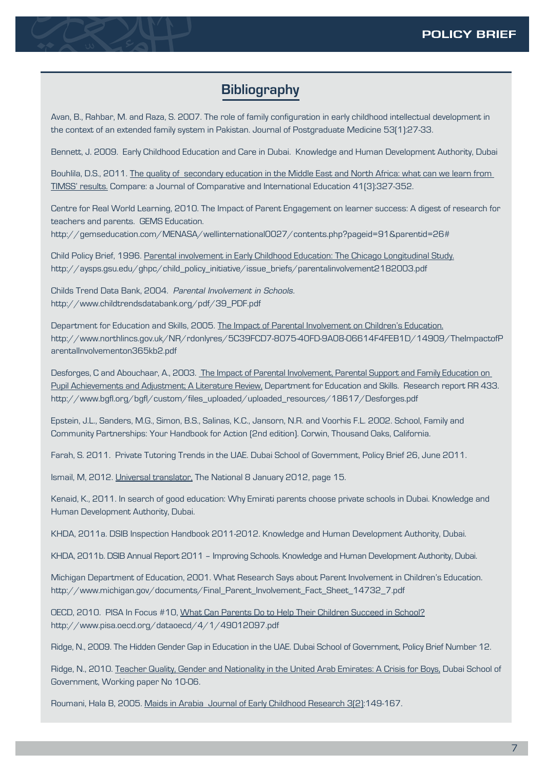## Bibliography

Avan, B., Rahbar, M. and Raza, S. 2007. The role of family configuration in early childhood intellectual development in the context of an extended family system in Pakistan. Journal of Postgraduate Medicine 53(1):27-33.

Bennett, J. 2009. Early Childhood Education and Care in Dubai. Knowledge and Human Development Authority, Dubai

Bouhlila, D.S., 2011. The quality of secondary education in the Middle East and North Africa: what can we learn from TIMSS' results. Compare: a Journal of Comparative and International Education 41(3):327-352.

Centre for Real World Learning, 2010. The Impact of Parent Engagement on learner success: A digest of research for teachers and parents. GEMS Education. http://gemseducation.com/MENASA/wellinternational0027/contents.php?pageid=91&parentid=26#

Child Policy Brief, 1996. Parental involvement in Early Childhood Education: The Chicago Longitudinal Study. http://aysps.gsu.edu/ghpc/child_policy_initiative/issue_briefs/parentalinvolvement2182003.pdf

Childs Trend Data Bank, 2004. *Parental Involvement in Schools*. http://www.childtrendsdatabank.org/pdf/39_PDF.pdf

Department for Education and Skills, 2005. The Impact of Parental Involvement on Children's Education. http://www.northlincs.gov.uk/NR/rdonlyres/5C39FCD7-8075-40FD-9A08-06614F4FEB1D/14909/TheImpactofParentalInvolvementon365kb2.pdf

Desforges, C and Abouchaar, A., 2003. The Impact of Parental Involvement, Parental Support and Family Education on Pupil Achievements and Adjustment; A Literature Review, Department for Education and Skills. Research report RR 433. http://www.bgfl.org/bgfl/custom/files_uploaded/uploaded_resources/18617/Desforges.pdf

Epstein, J.L., Sanders, M.G., Simon, B.S., Salinas, K.C., Jansorn, N.R. and Voorhis F.L. 2002. School, Family and Community Partnerships: Your Handbook for Action (2nd edition). Corwin, Thousand Oaks, California.

Farah, S. 2011. Private Tutoring Trends in the UAE. Dubai School of Government, Policy Brief 26, June 2011.

Ismail, M, 2012. Universal translator, The National 8 January 2012, page 15.

Kenaid, K., 2011. In search of good education: Why Emirati parents choose private schools in Dubai. Knowledge and Human Development Authority, Dubai.

KHDA, 2011a. DSIB Inspection Handbook 2011-2012. Knowledge and Human Development Authority, Dubai.

KHDA, 2011b. DSIB Annual Report 2011 – Improving Schools. Knowledge and Human Development Authority, Dubai.

Michigan Department of Education, 2001. What Research Says about Parent Involvement in Children's Education. http://www.michigan.gov/documents/Final_Parent_Involvement_Fact_Sheet_14732_7.pdf

OECD, 2010. PISA In Focus #10, What Can Parents Do to Help Their Children Succeed in School? http://www.pisa.oecd.org/dataoecd/4/1/49012097.pdf

Ridge, N., 2009. The Hidden Gender Gap in Education in the UAE. Dubai School of Government, Policy Brief Number 12.

Ridge, N., 2010. Teacher Quality, Gender and Nationality in the United Arab Emirates: A Crisis for Boys, Dubai School of Government, Working paper No 10-06.

Roumani, Hala B, 2005. Maids in Arabia Journal of Early Childhood Research 3(2):149-167.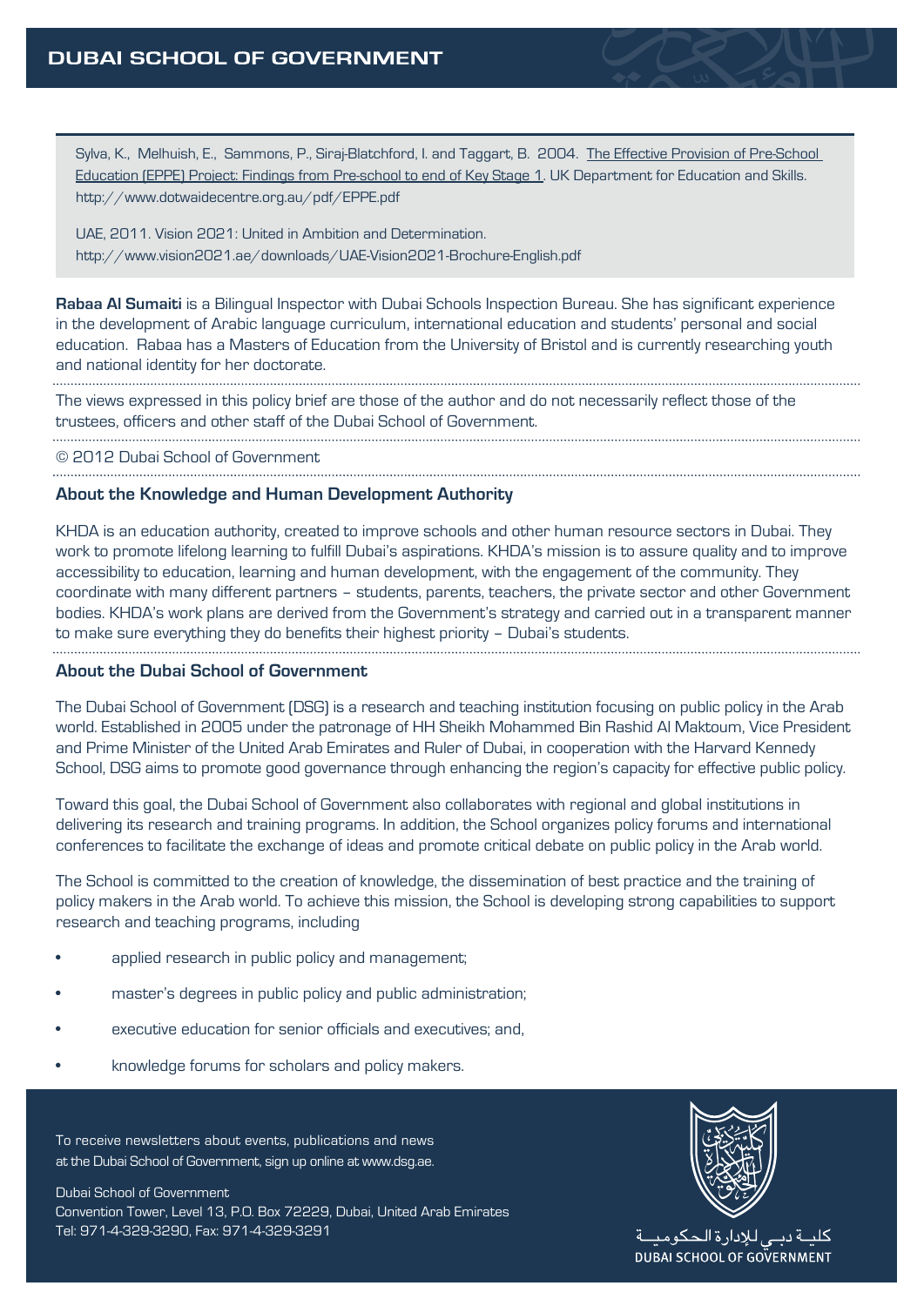Sylva, K., Melhuish, E., Sammons, P., Siraj-Blatchford, I. and Taggart, B. 2004. The Effective Provision of Pre-School Education (EPPE) Project: Findings from Pre-school to end of Key Stage 1. UK Department for Education and Skills. http://www.dotwaidecentre.org.au/pdf/EPPE.pdf

UAE, 2011. Vision 2021: United in Ambition and Determination. http://www.vision2021.ae/downloads/UAE-Vision2021-Brochure-English.pdf

**Rabaa Al Sumaiti** is a Bilingual Inspector with Dubai Schools Inspection Bureau. She has significant experience in the development of Arabic language curriculum, international education and students' personal and social education. Rabaa has a Masters of Education from the University of Bristol and is currently researching youth and national identity for her doctorate.

The views expressed in this policy brief are those of the author and do not necessarily reflect those of the trustees, officers and other staff of the Dubai School of Government.

© 2012 Dubai School of Government

### About the Knowledge and Human Development Authority

KHDA is an education authority, created to improve schools and other human resource sectors in Dubai. They work to promote lifelong learning to fulfill Dubai's aspirations. KHDA's mission is to assure quality and to improve accessibility to education, learning and human development, with the engagement of the community. They coordinate with many different partners – students, parents, teachers, the private sector and other Government bodies. KHDA's work plans are derived from the Government's strategy and carried out in a transparent manner to make sure everything they do benefits their highest priority – Dubai's students.

### About the Dubai School of Government

The Dubai School of Government (DSG) is a research and teaching institution focusing on public policy in the Arab world. Established in 2005 under the patronage of HH Sheikh Mohammed Bin Rashid Al Maktoum, Vice President and Prime Minister of the United Arab Emirates and Ruler of Dubai, in cooperation with the Harvard Kennedy School, DSG aims to promote good governance through enhancing the region's capacity for effective public policy.

Toward this goal, the Dubai School of Government also collaborates with regional and global institutions in delivering its research and training programs. In addition, the School organizes policy forums and international conferences to facilitate the exchange of ideas and promote critical debate on public policy in the Arab world.

The School is committed to the creation of knowledge, the dissemination of best practice and the training of policy makers in the Arab world. To achieve this mission, the School is developing strong capabilities to support research and teaching programs, including

- applied research in public policy and management;
- master's degrees in public policy and public administration;
- executive education for senior officials and executives; and,
- knowledge forums for scholars and policy makers.

To receive newsletters about events, publications and news at the Dubai School of Government, sign up online at www.dsg.ae.

Dubai School of Government
Convention Tower, Level 13, P.O. Box 72229, Dubai, United Arab Emirates
Tel: 971-4-329-3290, Fax: 971-4-329-3291

كليـة دبـي للإدارة الحكوميـة
DUBAI SCHOOL OF GOVERNMENT